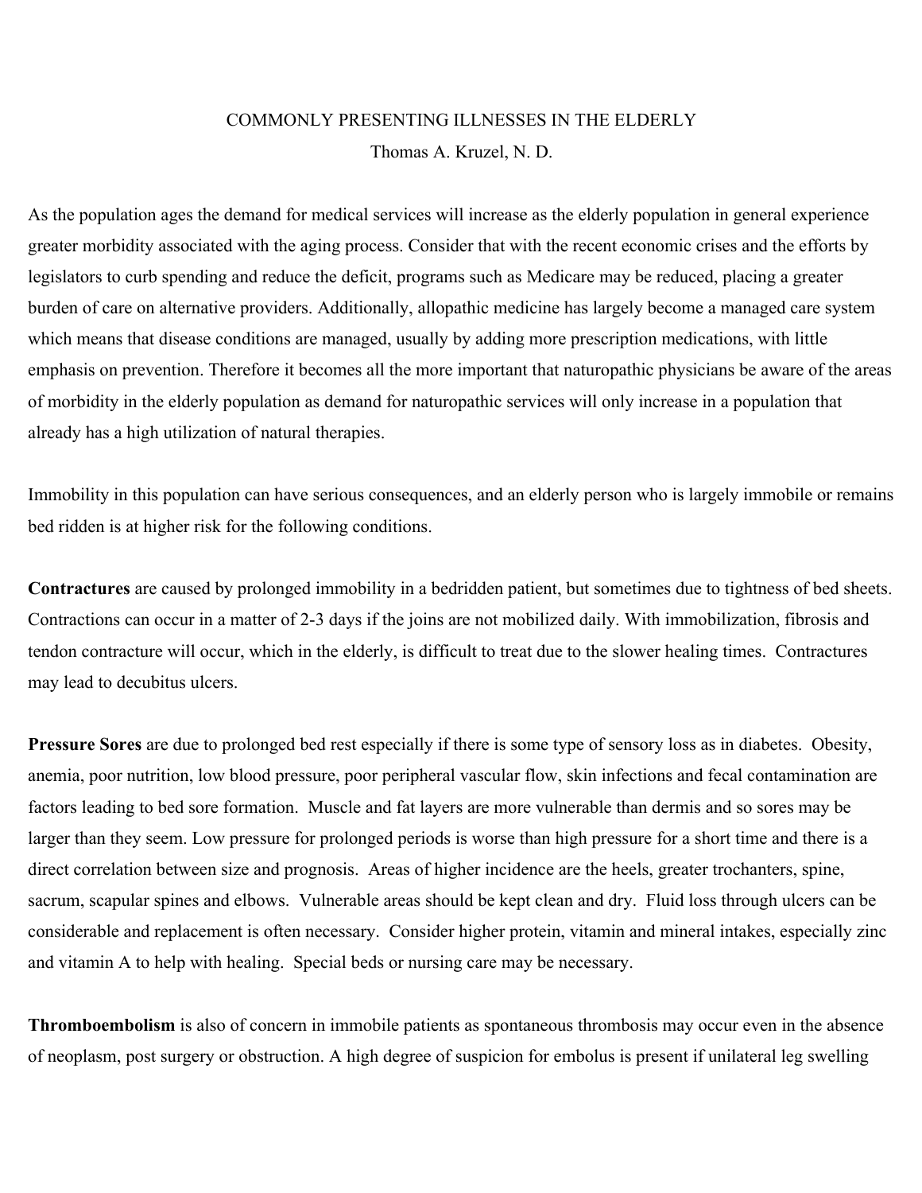# COMMONLY PRESENTING ILLNESSES IN THE ELDERLY

Thomas A. Kruzel, N. D.

As the population ages the demand for medical services will increase as the elderly population in general experience greater morbidity associated with the aging process. Consider that with the recent economic crises and the efforts by legislators to curb spending and reduce the deficit, programs such as Medicare may be reduced, placing a greater burden of care on alternative providers. Additionally, allopathic medicine has largely become a managed care system which means that disease conditions are managed, usually by adding more prescription medications, with little emphasis on prevention. Therefore it becomes all the more important that naturopathic physicians be aware of the areas of morbidity in the elderly population as demand for naturopathic services will only increase in a population that already has a high utilization of natural therapies.

Immobility in this population can have serious consequences, and an elderly person who is largely immobile or remains bed ridden is at higher risk for the following conditions.

**Contractures** are caused by prolonged immobility in a bedridden patient, but sometimes due to tightness of bed sheets. Contractions can occur in a matter of 2-3 days if the joins are not mobilized daily. With immobilization, fibrosis and tendon contracture will occur, which in the elderly, is difficult to treat due to the slower healing times. Contractures may lead to decubitus ulcers.

**Pressure Sores** are due to prolonged bed rest especially if there is some type of sensory loss as in diabetes. Obesity, anemia, poor nutrition, low blood pressure, poor peripheral vascular flow, skin infections and fecal contamination are factors leading to bed sore formation. Muscle and fat layers are more vulnerable than dermis and so sores may be larger than they seem. Low pressure for prolonged periods is worse than high pressure for a short time and there is a direct correlation between size and prognosis. Areas of higher incidence are the heels, greater trochanters, spine, sacrum, scapular spines and elbows. Vulnerable areas should be kept clean and dry. Fluid loss through ulcers can be considerable and replacement is often necessary. Consider higher protein, vitamin and mineral intakes, especially zinc and vitamin A to help with healing. Special beds or nursing care may be necessary.

**Thromboembolism** is also of concern in immobile patients as spontaneous thrombosis may occur even in the absence of neoplasm, post surgery or obstruction. A high degree of suspicion for embolus is present if unilateral leg swelling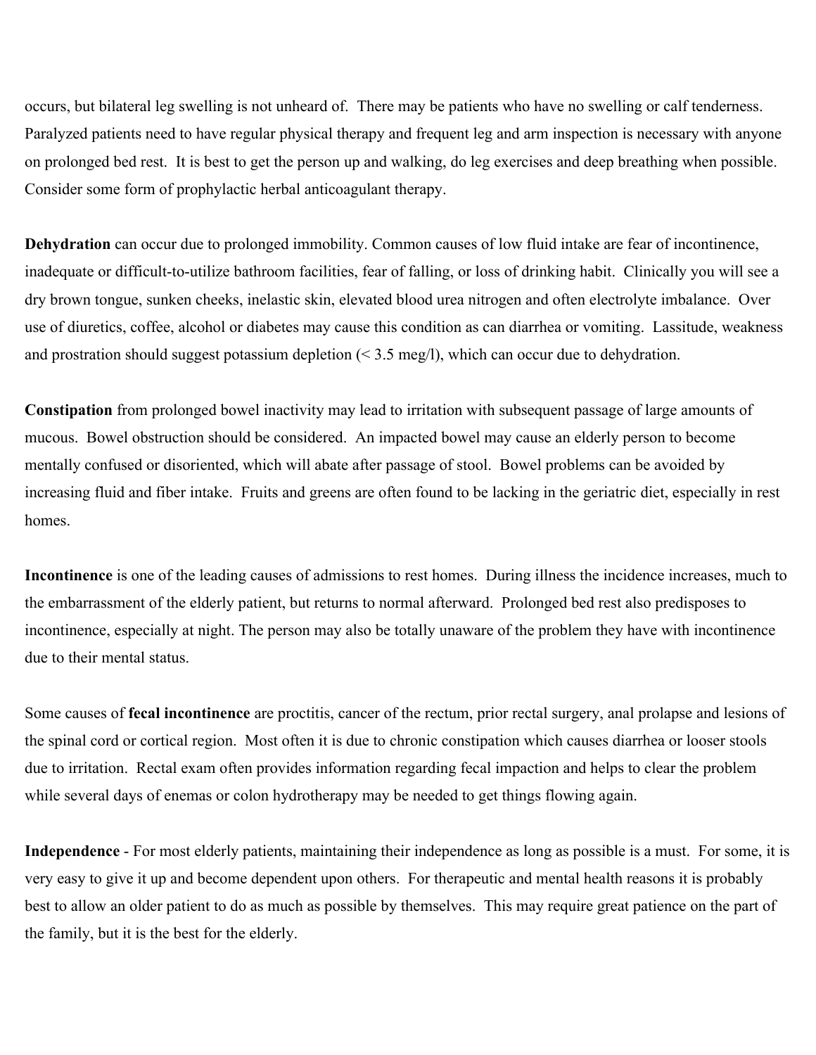occurs, but bilateral leg swelling is not unheard of. There may be patients who have no swelling or calf tenderness. Paralyzed patients need to have regular physical therapy and frequent leg and arm inspection is necessary with anyone on prolonged bed rest. It is best to get the person up and walking, do leg exercises and deep breathing when possible. Consider some form of prophylactic herbal anticoagulant therapy.

**Dehydration** can occur due to prolonged immobility. Common causes of low fluid intake are fear of incontinence, inadequate or difficult-to-utilize bathroom facilities, fear of falling, or loss of drinking habit. Clinically you will see a dry brown tongue, sunken cheeks, inelastic skin, elevated blood urea nitrogen and often electrolyte imbalance. Over use of diuretics, coffee, alcohol or diabetes may cause this condition as can diarrhea or vomiting. Lassitude, weakness and prostration should suggest potassium depletion (< 3.5 meg/l), which can occur due to dehydration.

**Constipation** from prolonged bowel inactivity may lead to irritation with subsequent passage of large amounts of mucous. Bowel obstruction should be considered. An impacted bowel may cause an elderly person to become mentally confused or disoriented, which will abate after passage of stool. Bowel problems can be avoided by increasing fluid and fiber intake. Fruits and greens are often found to be lacking in the geriatric diet, especially in rest homes.

**Incontinence** is one of the leading causes of admissions to rest homes. During illness the incidence increases, much to the embarrassment of the elderly patient, but returns to normal afterward. Prolonged bed rest also predisposes to incontinence, especially at night. The person may also be totally unaware of the problem they have with incontinence due to their mental status.

Some causes of **fecal incontinence** are proctitis, cancer of the rectum, prior rectal surgery, anal prolapse and lesions of the spinal cord or cortical region. Most often it is due to chronic constipation which causes diarrhea or looser stools due to irritation. Rectal exam often provides information regarding fecal impaction and helps to clear the problem while several days of enemas or colon hydrotherapy may be needed to get things flowing again.

**Independence** - For most elderly patients, maintaining their independence as long as possible is a must. For some, it is very easy to give it up and become dependent upon others. For therapeutic and mental health reasons it is probably best to allow an older patient to do as much as possible by themselves. This may require great patience on the part of the family, but it is the best for the elderly.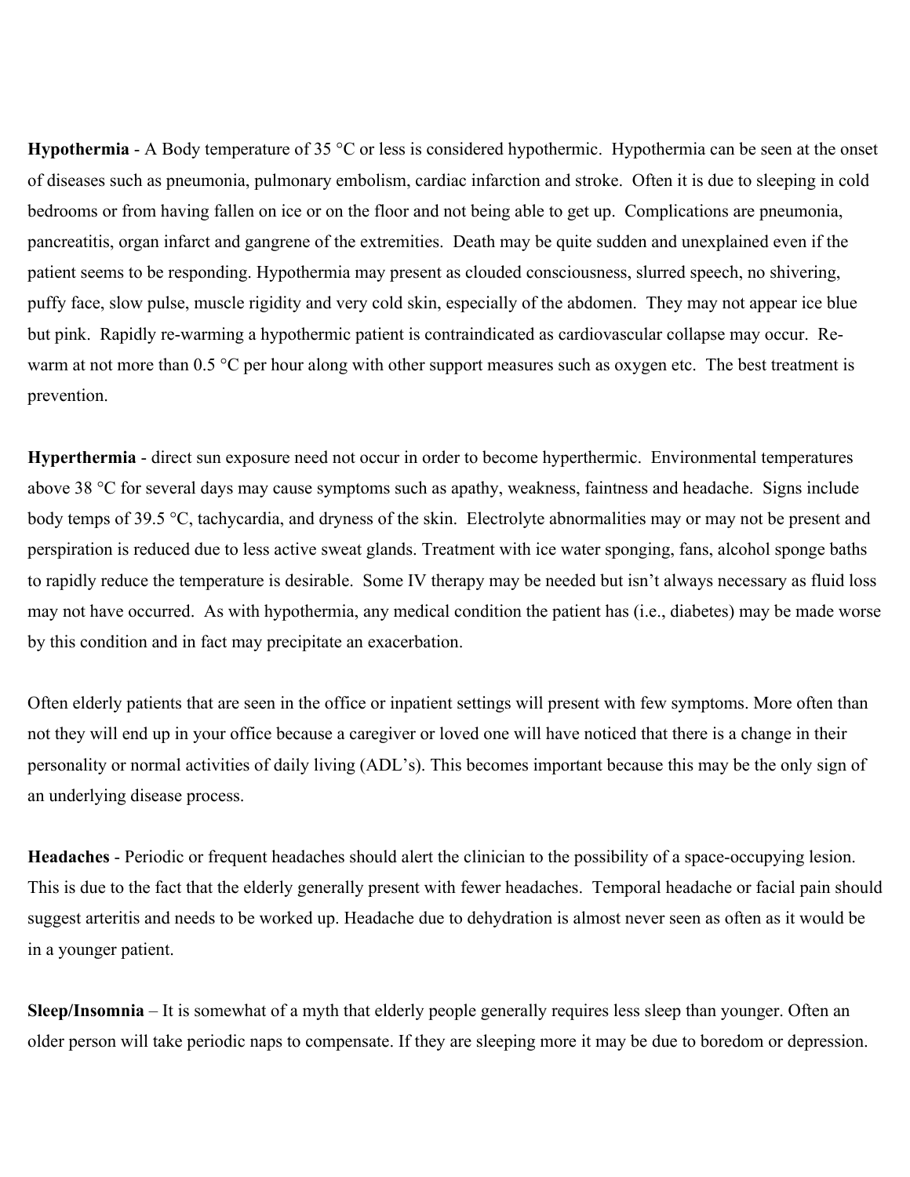**Hypothermia** - A Body temperature of 35 °C or less is considered hypothermic. Hypothermia can be seen at the onset of diseases such as pneumonia, pulmonary embolism, cardiac infarction and stroke. Often it is due to sleeping in cold bedrooms or from having fallen on ice or on the floor and not being able to get up. Complications are pneumonia, pancreatitis, organ infarct and gangrene of the extremities. Death may be quite sudden and unexplained even if the patient seems to be responding. Hypothermia may present as clouded consciousness, slurred speech, no shivering, puffy face, slow pulse, muscle rigidity and very cold skin, especially of the abdomen. They may not appear ice blue but pink. Rapidly re-warming a hypothermic patient is contraindicated as cardiovascular collapse may occur. Re-warm at not more than 0.5 °C per hour along with other support measures such as oxygen etc. The best treatment is prevention.

**Hyperthermia** - direct sun exposure need not occur in order to become hyperthermic. Environmental temperatures above 38 °C for several days may cause symptoms such as apathy, weakness, faintness and headache. Signs include body temps of 39.5 °C, tachycardia, and dryness of the skin. Electrolyte abnormalities may or may not be present and perspiration is reduced due to less active sweat glands. Treatment with ice water sponging, fans, alcohol sponge baths to rapidly reduce the temperature is desirable. Some IV therapy may be needed but isn't always necessary as fluid loss may not have occurred. As with hypothermia, any medical condition the patient has (i.e., diabetes) may be made worse by this condition and in fact may precipitate an exacerbation.

Often elderly patients that are seen in the office or inpatient settings will present with few symptoms. More often than not they will end up in your office because a caregiver or loved one will have noticed that there is a change in their personality or normal activities of daily living (ADL's). This becomes important because this may be the only sign of an underlying disease process.

**Headaches** - Periodic or frequent headaches should alert the clinician to the possibility of a space-occupying lesion. This is due to the fact that the elderly generally present with fewer headaches. Temporal headache or facial pain should suggest arteritis and needs to be worked up. Headache due to dehydration is almost never seen as often as it would be in a younger patient.

**Sleep/Insomnia** – It is somewhat of a myth that elderly people generally requires less sleep than younger. Often an older person will take periodic naps to compensate. If they are sleeping more it may be due to boredom or depression.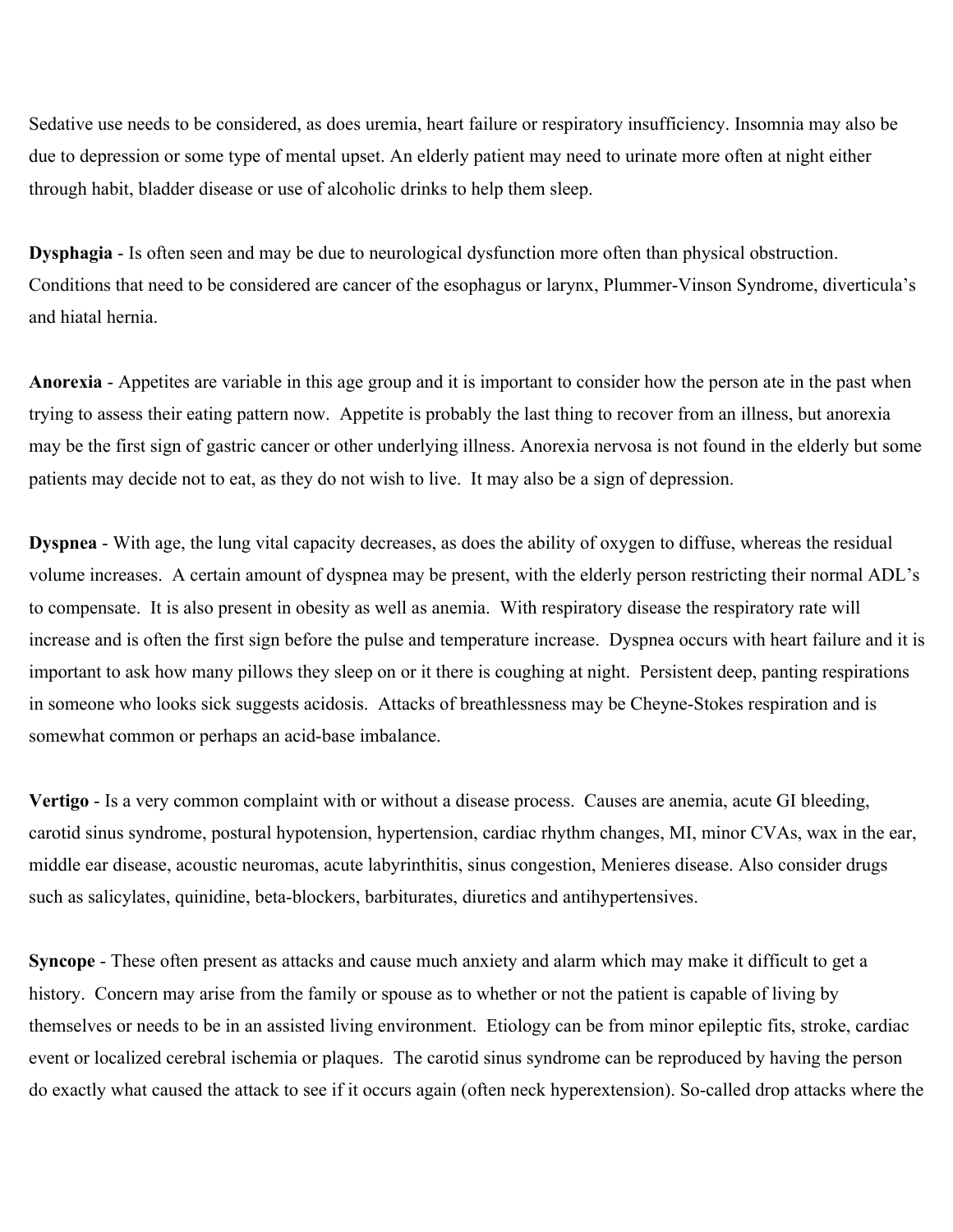Sedative use needs to be considered, as does uremia, heart failure or respiratory insufficiency. Insomnia may also be due to depression or some type of mental upset. An elderly patient may need to urinate more often at night either through habit, bladder disease or use of alcoholic drinks to help them sleep.

**Dysphagia** - Is often seen and may be due to neurological dysfunction more often than physical obstruction. Conditions that need to be considered are cancer of the esophagus or larynx, Plummer-Vinson Syndrome, diverticula's and hiatal hernia.

**Anorexia** - Appetites are variable in this age group and it is important to consider how the person ate in the past when trying to assess their eating pattern now. Appetite is probably the last thing to recover from an illness, but anorexia may be the first sign of gastric cancer or other underlying illness. Anorexia nervosa is not found in the elderly but some patients may decide not to eat, as they do not wish to live. It may also be a sign of depression.

**Dyspnea** - With age, the lung vital capacity decreases, as does the ability of oxygen to diffuse, whereas the residual volume increases. A certain amount of dyspnea may be present, with the elderly person restricting their normal ADL's to compensate. It is also present in obesity as well as anemia. With respiratory disease the respiratory rate will increase and is often the first sign before the pulse and temperature increase. Dyspnea occurs with heart failure and it is important to ask how many pillows they sleep on or it there is coughing at night. Persistent deep, panting respirations in someone who looks sick suggests acidosis. Attacks of breathlessness may be Cheyne-Stokes respiration and is somewhat common or perhaps an acid-base imbalance.

**Vertigo** - Is a very common complaint with or without a disease process. Causes are anemia, acute GI bleeding, carotid sinus syndrome, postural hypotension, hypertension, cardiac rhythm changes, MI, minor CVAs, wax in the ear, middle ear disease, acoustic neuromas, acute labyrinthitis, sinus congestion, Menieres disease. Also consider drugs such as salicylates, quinidine, beta-blockers, barbiturates, diuretics and antihypertensives.

**Syncope** - These often present as attacks and cause much anxiety and alarm which may make it difficult to get a history. Concern may arise from the family or spouse as to whether or not the patient is capable of living by themselves or needs to be in an assisted living environment. Etiology can be from minor epileptic fits, stroke, cardiac event or localized cerebral ischemia or plaques. The carotid sinus syndrome can be reproduced by having the person do exactly what caused the attack to see if it occurs again (often neck hyperextension). So-called drop attacks where the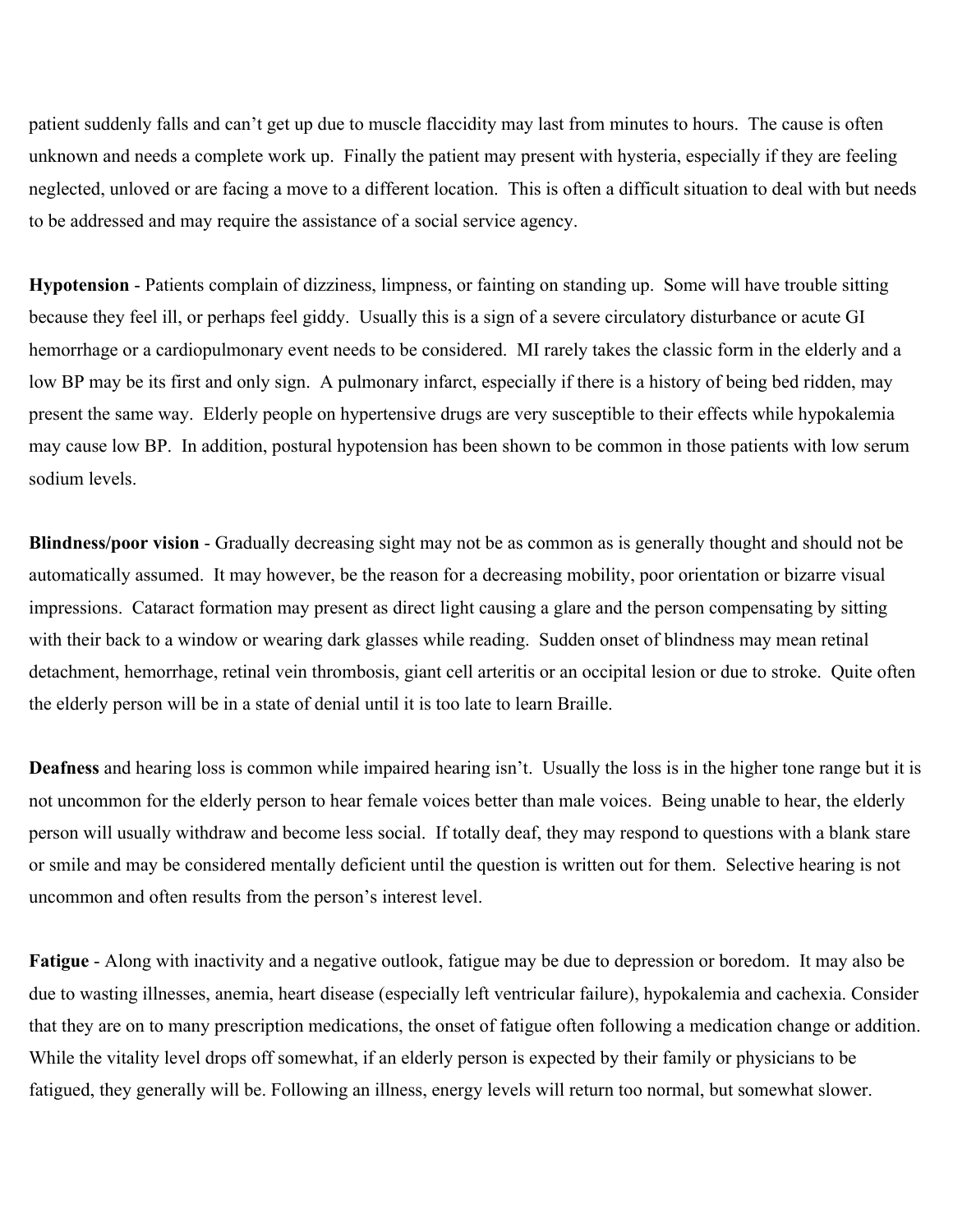patient suddenly falls and can't get up due to muscle flaccidity may last from minutes to hours. The cause is often unknown and needs a complete work up. Finally the patient may present with hysteria, especially if they are feeling neglected, unloved or are facing a move to a different location. This is often a difficult situation to deal with but needs to be addressed and may require the assistance of a social service agency.

**Hypotension** - Patients complain of dizziness, limpness, or fainting on standing up. Some will have trouble sitting because they feel ill, or perhaps feel giddy. Usually this is a sign of a severe circulatory disturbance or acute GI hemorrhage or a cardiopulmonary event needs to be considered. MI rarely takes the classic form in the elderly and a low BP may be its first and only sign. A pulmonary infarct, especially if there is a history of being bed ridden, may present the same way. Elderly people on hypertensive drugs are very susceptible to their effects while hypokalemia may cause low BP. In addition, postural hypotension has been shown to be common in those patients with low serum sodium levels.

**Blindness/poor vision** - Gradually decreasing sight may not be as common as is generally thought and should not be automatically assumed. It may however, be the reason for a decreasing mobility, poor orientation or bizarre visual impressions. Cataract formation may present as direct light causing a glare and the person compensating by sitting with their back to a window or wearing dark glasses while reading. Sudden onset of blindness may mean retinal detachment, hemorrhage, retinal vein thrombosis, giant cell arteritis or an occipital lesion or due to stroke. Quite often the elderly person will be in a state of denial until it is too late to learn Braille.

**Deafness** and hearing loss is common while impaired hearing isn't. Usually the loss is in the higher tone range but it is not uncommon for the elderly person to hear female voices better than male voices. Being unable to hear, the elderly person will usually withdraw and become less social. If totally deaf, they may respond to questions with a blank stare or smile and may be considered mentally deficient until the question is written out for them. Selective hearing is not uncommon and often results from the person's interest level.

**Fatigue** - Along with inactivity and a negative outlook, fatigue may be due to depression or boredom. It may also be due to wasting illnesses, anemia, heart disease (especially left ventricular failure), hypokalemia and cachexia. Consider that they are on to many prescription medications, the onset of fatigue often following a medication change or addition. While the vitality level drops off somewhat, if an elderly person is expected by their family or physicians to be fatigued, they generally will be. Following an illness, energy levels will return too normal, but somewhat slower.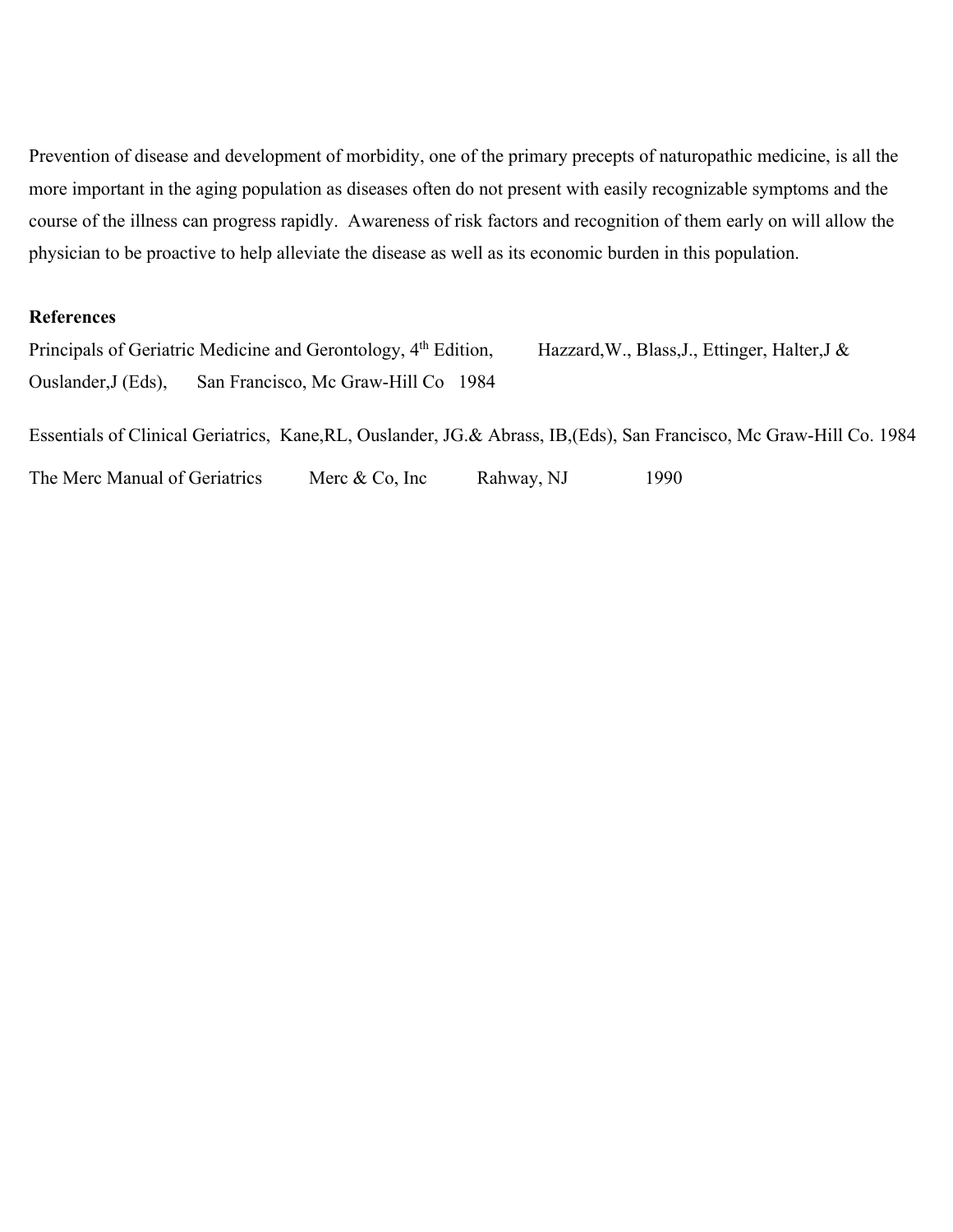Prevention of disease and development of morbidity, one of the primary precepts of naturopathic medicine, is all the more important in the aging population as diseases often do not present with easily recognizable symptoms and the course of the illness can progress rapidly.  Awareness of risk factors and recognition of them early on will allow the physician to be proactive to help alleviate the disease as well as its economic burden in this population.

**References**

Principals of Geriatric Medicine and Gerontology, 4th Edition,   Hazzard,W., Blass,J., Ettinger, Halter,J & Ouslander,J (Eds),   San Francisco, Mc Graw-Hill Co  1984

Essentials of Clinical Geriatrics,  Kane,RL, Ouslander, JG.& Abrass, IB,(Eds), San Francisco, Mc Graw-Hill Co. 1984

The Merc Manual of Geriatrics   Merc & Co, Inc   Rahway, NJ   1990